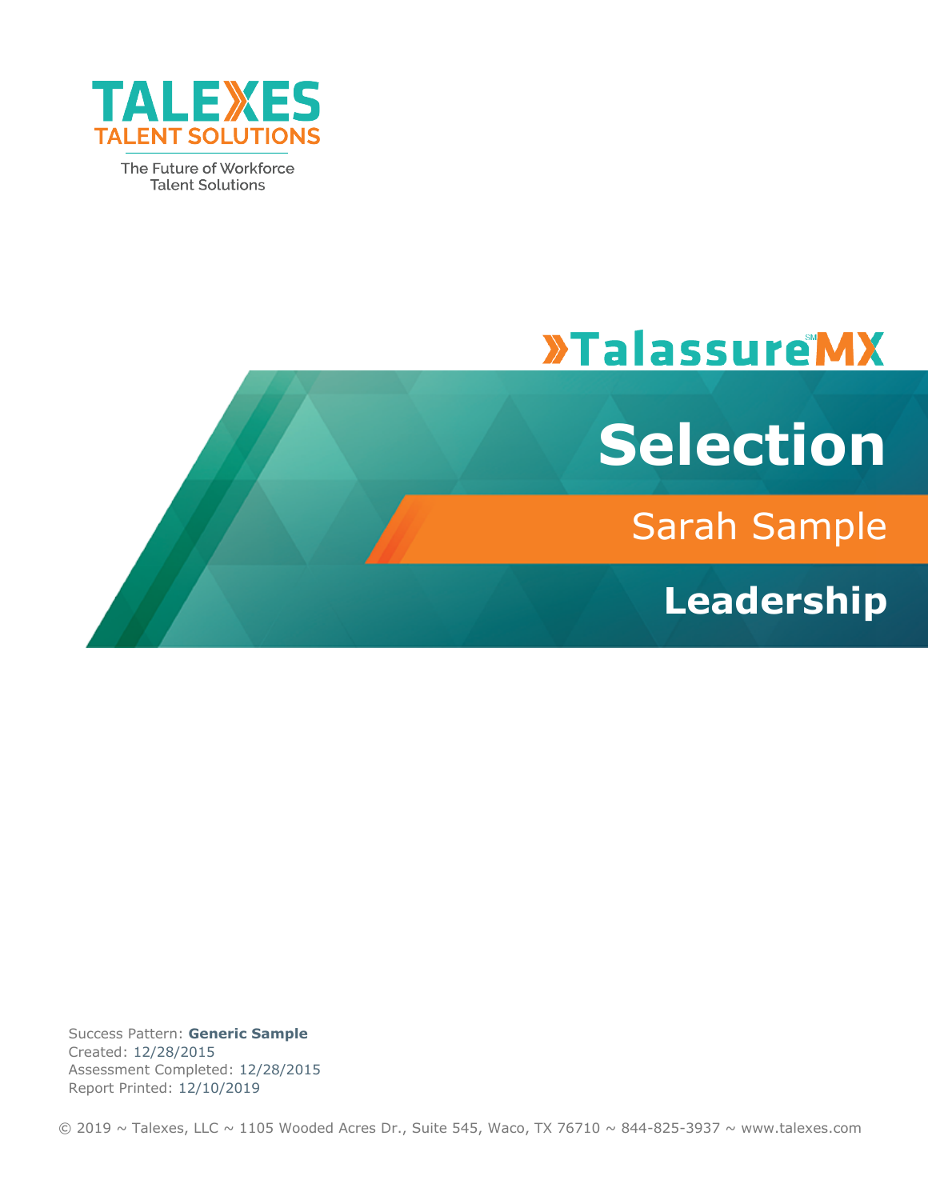TALEXES
TALENT SOLUTIONS
The Future of Workforce Talent Solutions

»TalassureMX

# Selection

## Sarah Sample

## Leadership

Success Pattern: **Generic Sample**
Created: 12/28/2015
Assessment Completed: 12/28/2015
Report Printed: 12/10/2019

© 2019 ~ Talexes, LLC ~ 1105 Wooded Acres Dr., Suite 545, Waco, TX 76710 ~ 844-825-3937 ~ www.talexes.com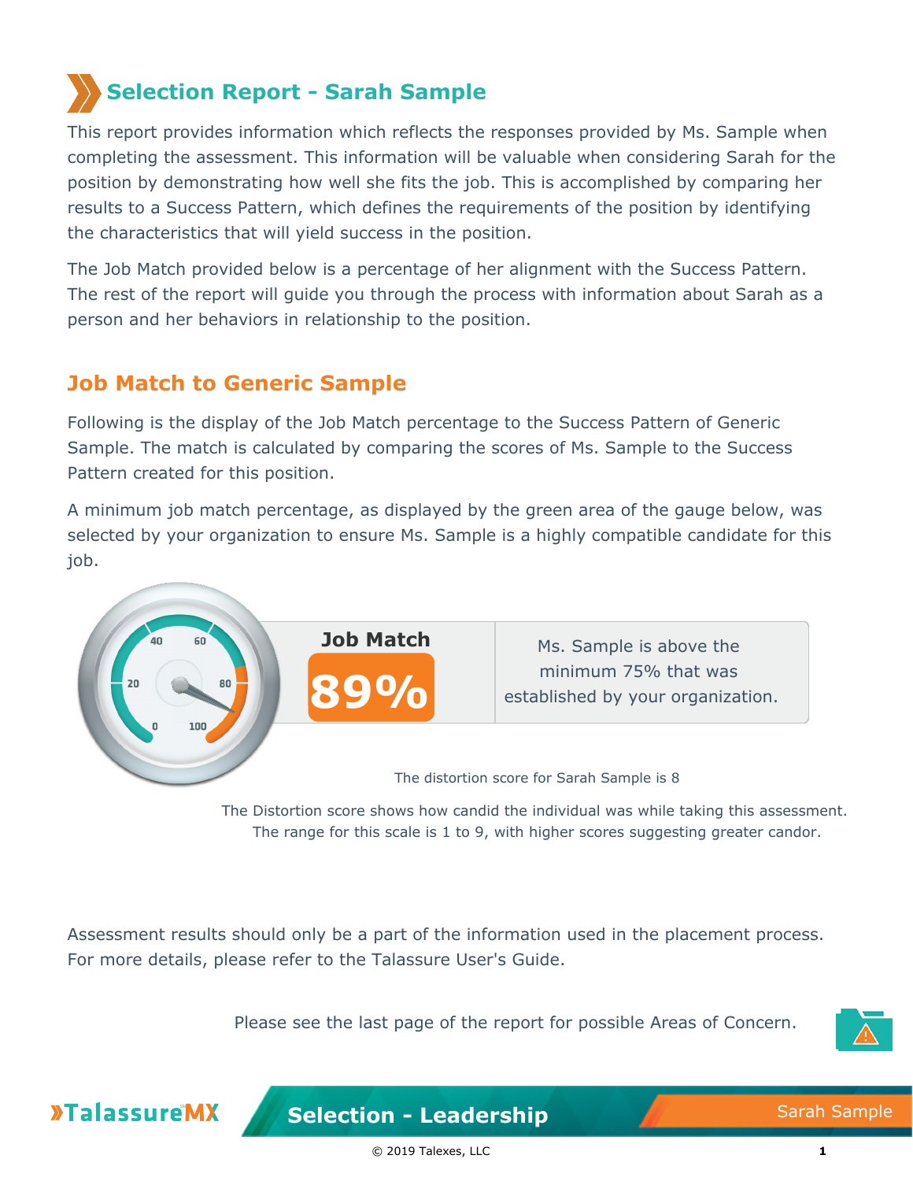# Selection Report - Sarah Sample

This report provides information which reflects the responses provided by Ms. Sample when completing the assessment. This information will be valuable when considering Sarah for the position by demonstrating how well she fits the job. This is accomplished by comparing her results to a Success Pattern, which defines the requirements of the position by identifying the characteristics that will yield success in the position.

The Job Match provided below is a percentage of her alignment with the Success Pattern. The rest of the report will guide you through the process with information about Sarah as a person and her behaviors in relationship to the position.

## Job Match to Generic Sample

Following is the display of the Job Match percentage to the Success Pattern of Generic Sample. The match is calculated by comparing the scores of Ms. Sample to the Success Pattern created for this position.

A minimum job match percentage, as displayed by the green area of the gauge below, was selected by your organization to ensure Ms. Sample is a highly compatible candidate for this job.

**Job Match**

**89%**

Ms. Sample is above the minimum 75% that was established by your organization.

The distortion score for Sarah Sample is 8

The Distortion score shows how candid the individual was while taking this assessment. The range for this scale is 1 to 9, with higher scores suggesting greater candor.

Assessment results should only be a part of the information used in the placement process. For more details, please refer to the Talassure User's Guide.

Please see the last page of the report for possible Areas of Concern.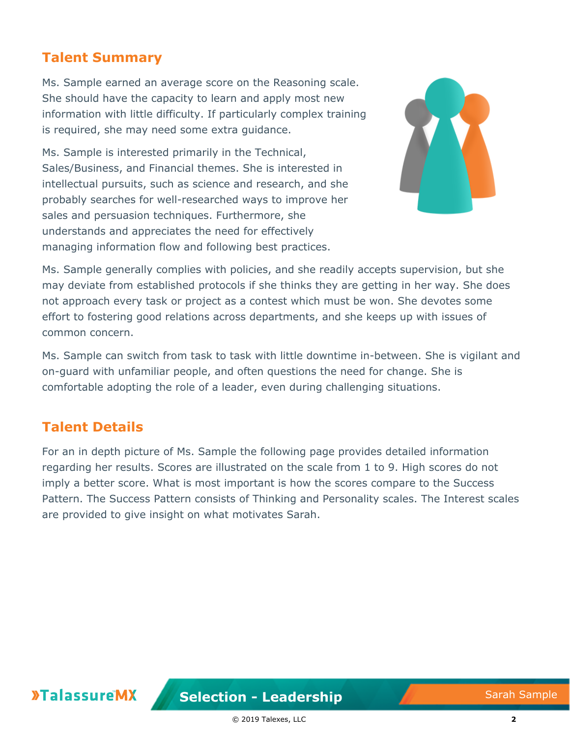## Talent Summary

Ms. Sample earned an average score on the Reasoning scale. She should have the capacity to learn and apply most new information with little difficulty. If particularly complex training is required, she may need some extra guidance.

Ms. Sample is interested primarily in the Technical, Sales/Business, and Financial themes. She is interested in intellectual pursuits, such as science and research, and she probably searches for well-researched ways to improve her sales and persuasion techniques. Furthermore, she understands and appreciates the need for effectively managing information flow and following best practices.

Ms. Sample generally complies with policies, and she readily accepts supervision, but she may deviate from established protocols if she thinks they are getting in her way. She does not approach every task or project as a contest which must be won. She devotes some effort to fostering good relations across departments, and she keeps up with issues of common concern.

Ms. Sample can switch from task to task with little downtime in-between. She is vigilant and on-guard with unfamiliar people, and often questions the need for change. She is comfortable adopting the role of a leader, even during challenging situations.

## Talent Details

For an in depth picture of Ms. Sample the following page provides detailed information regarding her results. Scores are illustrated on the scale from 1 to 9. High scores do not imply a better score. What is most important is how the scores compare to the Success Pattern. The Success Pattern consists of Thinking and Personality scales. The Interest scales are provided to give insight on what motivates Sarah.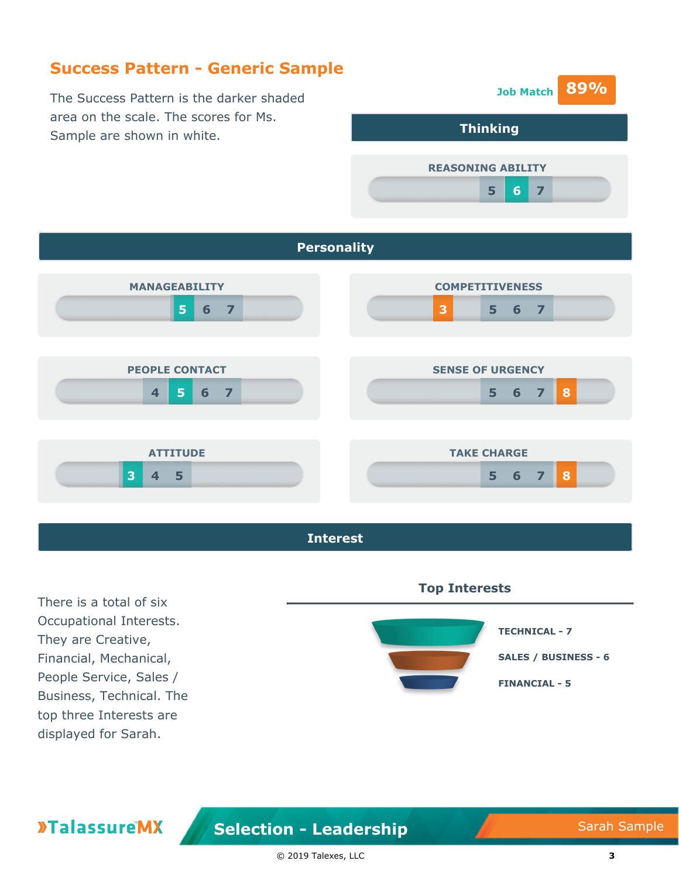## Success Pattern - Generic Sample

The Success Pattern is the darker shaded area on the scale. The scores for Ms. Sample are shown in white.

**Job Match 89%**

### Thinking

**REASONING ABILITY**

5 6 7

### Personality

**MANAGEABILITY**

5 6 7

**COMPETITIVENESS**

3 5 6 7

**PEOPLE CONTACT**

4 5 6 7

**SENSE OF URGENCY**

5 6 7 8

**ATTITUDE**

3 4 5

**TAKE CHARGE**

5 6 7 8

### Interest

There is a total of six Occupational Interests. They are Creative, Financial, Mechanical, People Service, Sales / Business, Technical. The top three Interests are displayed for Sarah.

**Top Interests**

- TECHNICAL - 7
- SALES / BUSINESS - 6
- FINANCIAL - 5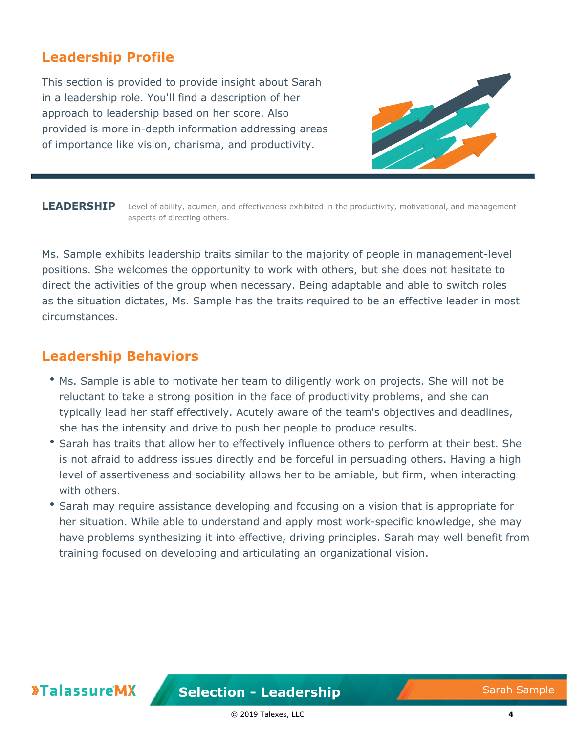## Leadership Profile

This section is provided to provide insight about Sarah in a leadership role. You'll find a description of her approach to leadership based on her score. Also provided is more in-depth information addressing areas of importance like vision, charisma, and productivity.

**LEADERSHIP** Level of ability, acumen, and effectiveness exhibited in the productivity, motivational, and management aspects of directing others.

Ms. Sample exhibits leadership traits similar to the majority of people in management-level positions. She welcomes the opportunity to work with others, but she does not hesitate to direct the activities of the group when necessary. Being adaptable and able to switch roles as the situation dictates, Ms. Sample has the traits required to be an effective leader in most circumstances.

## Leadership Behaviors

- Ms. Sample is able to motivate her team to diligently work on projects. She will not be reluctant to take a strong position in the face of productivity problems, and she can typically lead her staff effectively. Acutely aware of the team's objectives and deadlines, she has the intensity and drive to push her people to produce results.
- Sarah has traits that allow her to effectively influence others to perform at their best. She is not afraid to address issues directly and be forceful in persuading others. Having a high level of assertiveness and sociability allows her to be amiable, but firm, when interacting with others.
- Sarah may require assistance developing and focusing on a vision that is appropriate for her situation. While able to understand and apply most work-specific knowledge, she may have problems synthesizing it into effective, driving principles. Sarah may well benefit from training focused on developing and articulating an organizational vision.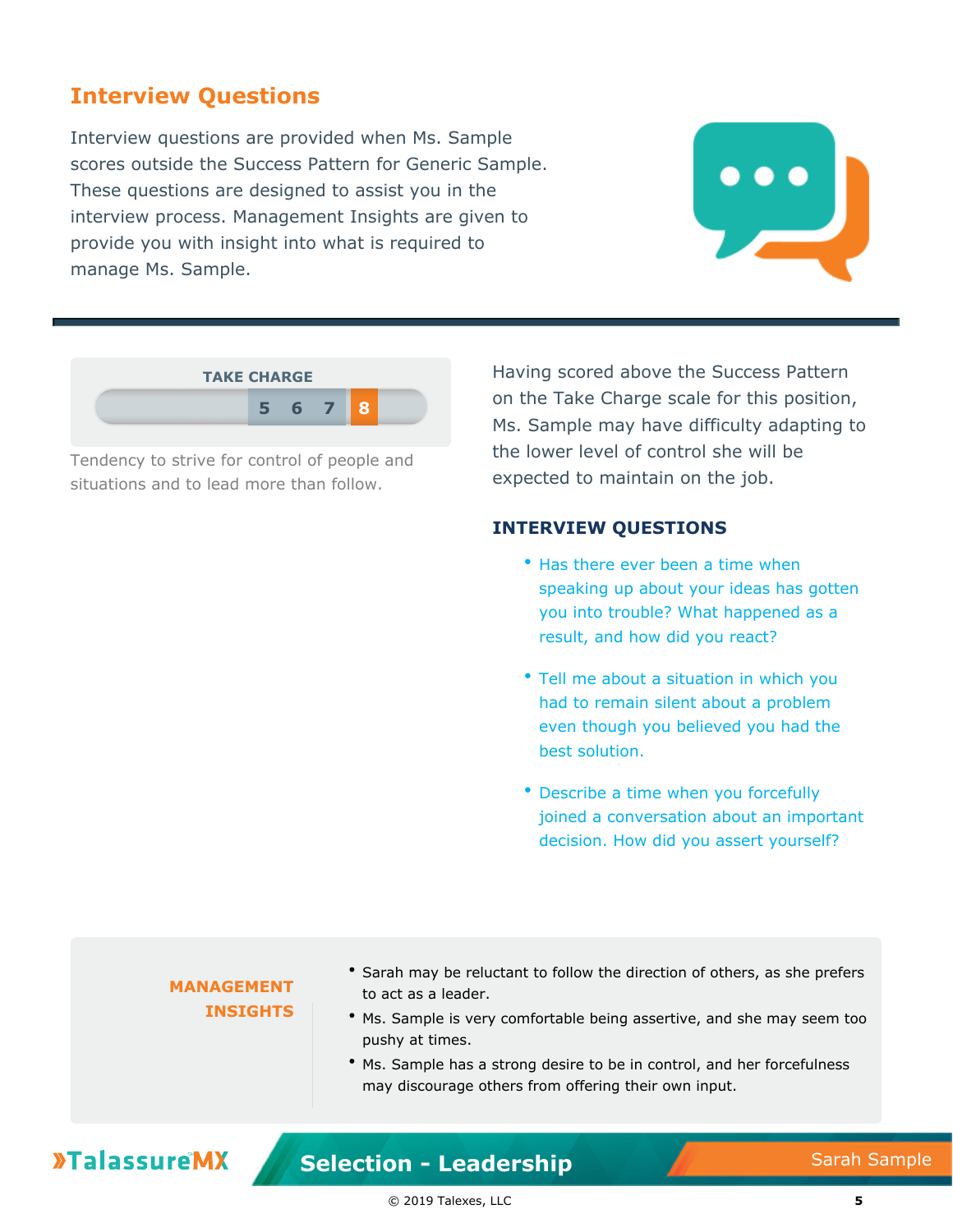## Interview Questions

Interview questions are provided when Ms. Sample scores outside the Success Pattern for Generic Sample. These questions are designed to assist you in the interview process. Management Insights are given to provide you with insight into what is required to manage Ms. Sample.

**TAKE CHARGE**

5 6 7 **8**

Tendency to strive for control of people and situations and to lead more than follow.

Having scored above the Success Pattern on the Take Charge scale for this position, Ms. Sample may have difficulty adapting to the lower level of control she will be expected to maintain on the job.

### INTERVIEW QUESTIONS

- Has there ever been a time when speaking up about your ideas has gotten you into trouble? What happened as a result, and how did you react?
- Tell me about a situation in which you had to remain silent about a problem even though you believed you had the best solution.
- Describe a time when you forcefully joined a conversation about an important decision. How did you assert yourself?

**MANAGEMENT INSIGHTS**

- Sarah may be reluctant to follow the direction of others, as she prefers to act as a leader.
- Ms. Sample is very comfortable being assertive, and she may seem too pushy at times.
- Ms. Sample has a strong desire to be in control, and her forcefulness may discourage others from offering their own input.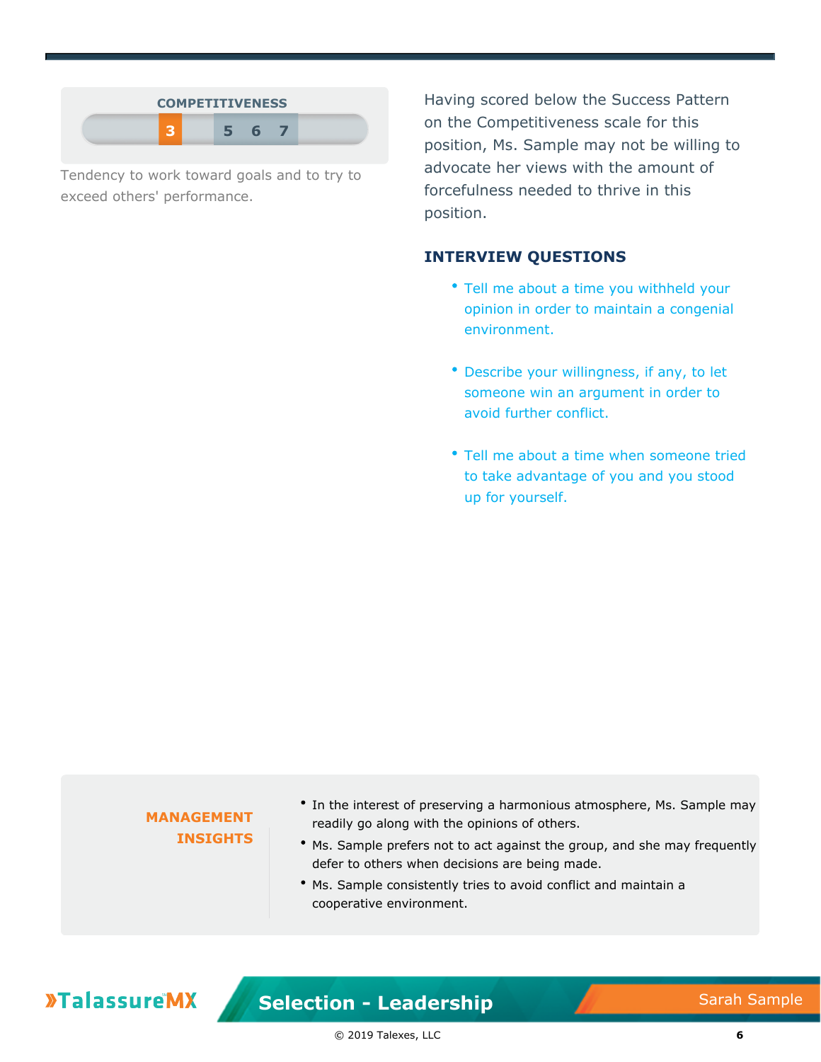## COMPETITIVENESS

3 | 5 6 7

Tendency to work toward goals and to try to exceed others' performance.

Having scored below the Success Pattern on the Competitiveness scale for this position, Ms. Sample may not be willing to advocate her views with the amount of forcefulness needed to thrive in this position.

### INTERVIEW QUESTIONS

- Tell me about a time you withheld your opinion in order to maintain a congenial environment.
- Describe your willingness, if any, to let someone win an argument in order to avoid further conflict.
- Tell me about a time when someone tried to take advantage of you and you stood up for yourself.

### MANAGEMENT INSIGHTS

- In the interest of preserving a harmonious atmosphere, Ms. Sample may readily go along with the opinions of others.
- Ms. Sample prefers not to act against the group, and she may frequently defer to others when decisions are being made.
- Ms. Sample consistently tries to avoid conflict and maintain a cooperative environment.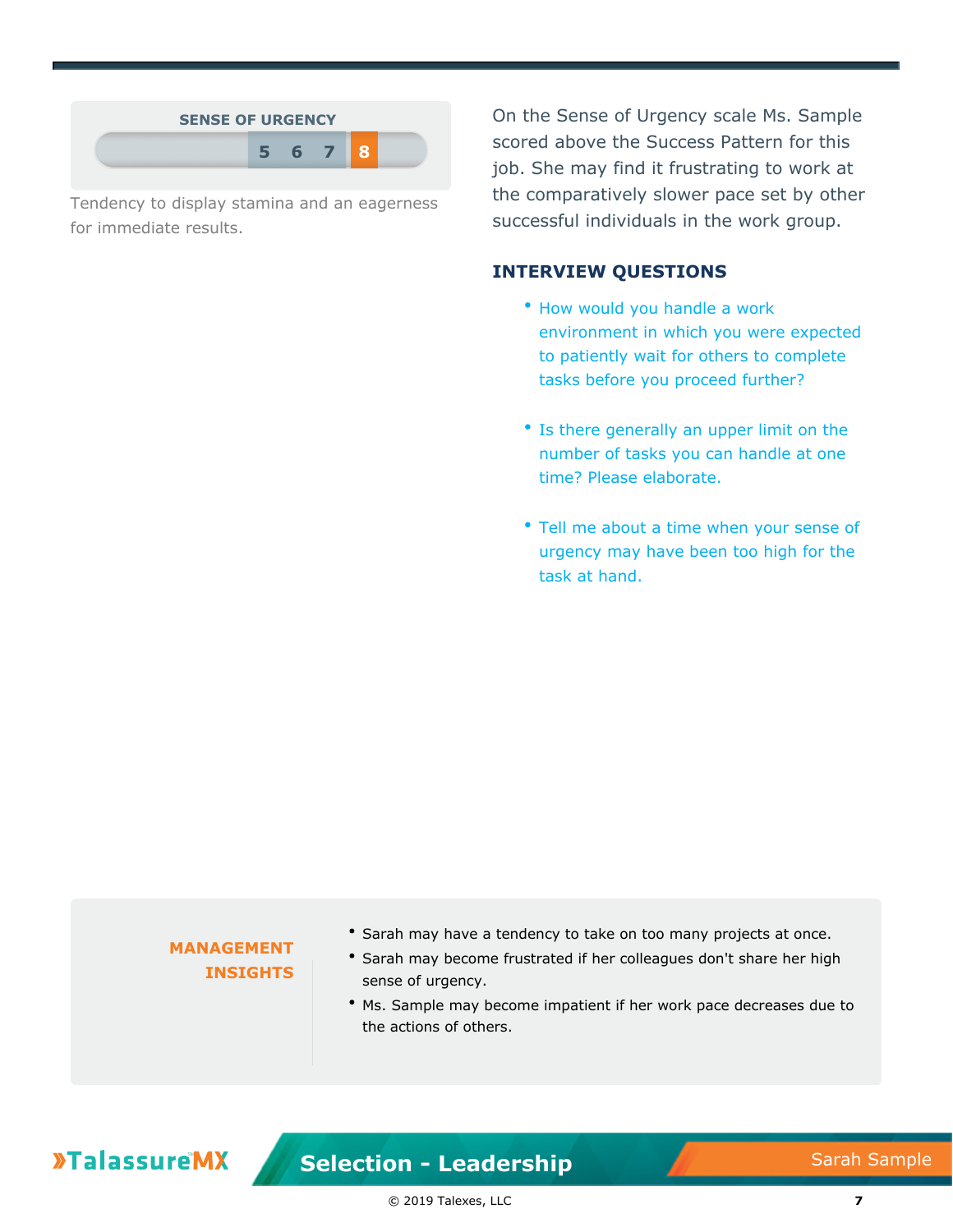## SENSE OF URGENCY

5 6 7 **8**

Tendency to display stamina and an eagerness for immediate results.

On the Sense of Urgency scale Ms. Sample scored above the Success Pattern for this job. She may find it frustrating to work at the comparatively slower pace set by other successful individuals in the work group.

### INTERVIEW QUESTIONS

- How would you handle a work environment in which you were expected to patiently wait for others to complete tasks before you proceed further?
- Is there generally an upper limit on the number of tasks you can handle at one time? Please elaborate.
- Tell me about a time when your sense of urgency may have been too high for the task at hand.

### MANAGEMENT INSIGHTS

- Sarah may have a tendency to take on too many projects at once.
- Sarah may become frustrated if her colleagues don't share her high sense of urgency.
- Ms. Sample may become impatient if her work pace decreases due to the actions of others.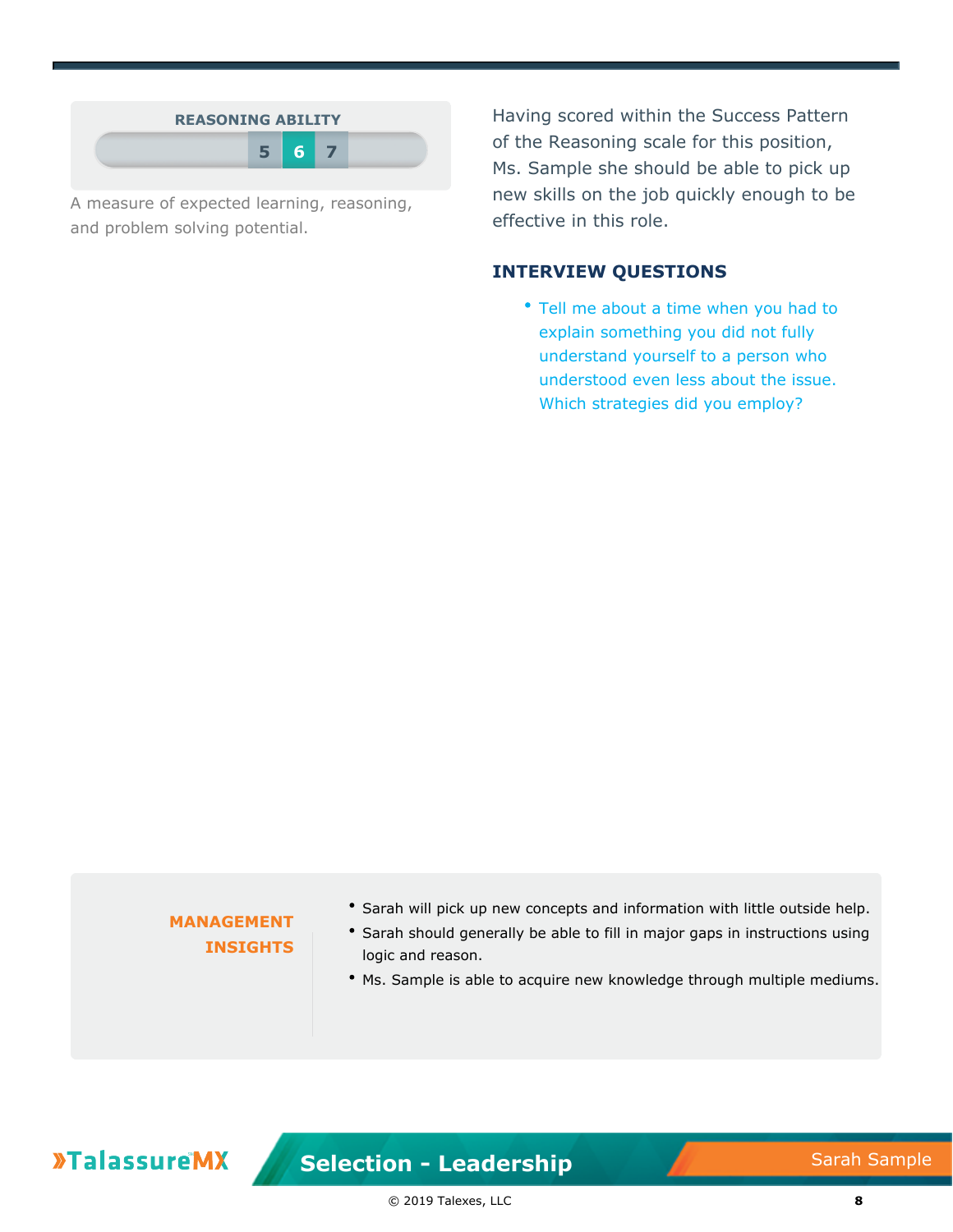## REASONING ABILITY

5 **6** 7

A measure of expected learning, reasoning, and problem solving potential.

Having scored within the Success Pattern of the Reasoning scale for this position, Ms. Sample she should be able to pick up new skills on the job quickly enough to be effective in this role.

### INTERVIEW QUESTIONS

- Tell me about a time when you had to explain something you did not fully understand yourself to a person who understood even less about the issue. Which strategies did you employ?

### MANAGEMENT INSIGHTS

- Sarah will pick up new concepts and information with little outside help.
- Sarah should generally be able to fill in major gaps in instructions using logic and reason.
- Ms. Sample is able to acquire new knowledge through multiple mediums.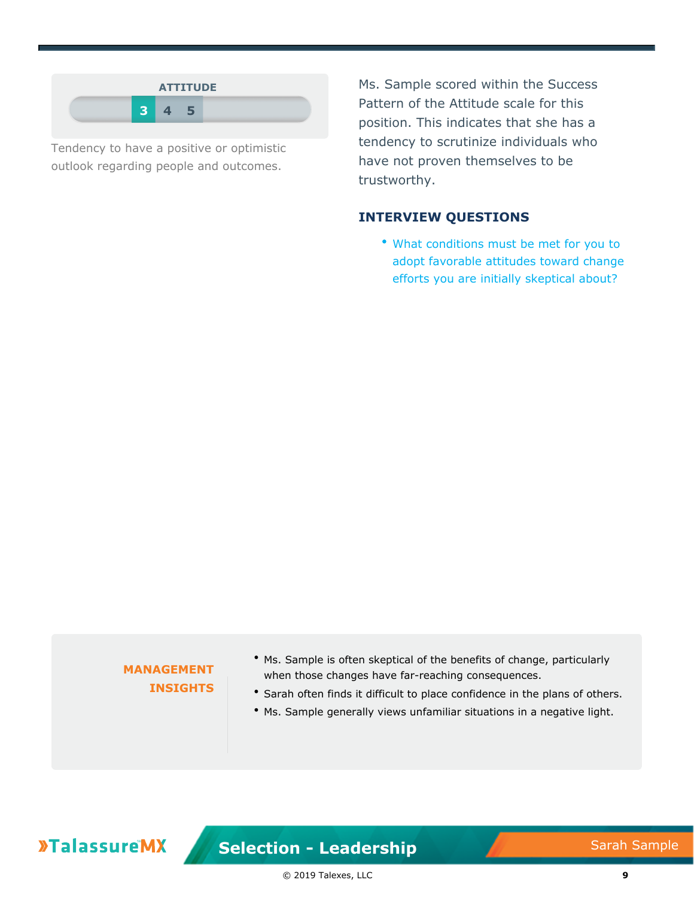## ATTITUDE

| 3 | 4 | 5 |
|---|---|---|

Tendency to have a positive or optimistic outlook regarding people and outcomes.

Ms. Sample scored within the Success Pattern of the Attitude scale for this position. This indicates that she has a tendency to scrutinize individuals who have not proven themselves to be trustworthy.

### INTERVIEW QUESTIONS

- What conditions must be met for you to adopt favorable attitudes toward change efforts you are initially skeptical about?

### MANAGEMENT INSIGHTS

- Ms. Sample is often skeptical of the benefits of change, particularly when those changes have far-reaching consequences.
- Sarah often finds it difficult to place confidence in the plans of others.
- Ms. Sample generally views unfamiliar situations in a negative light.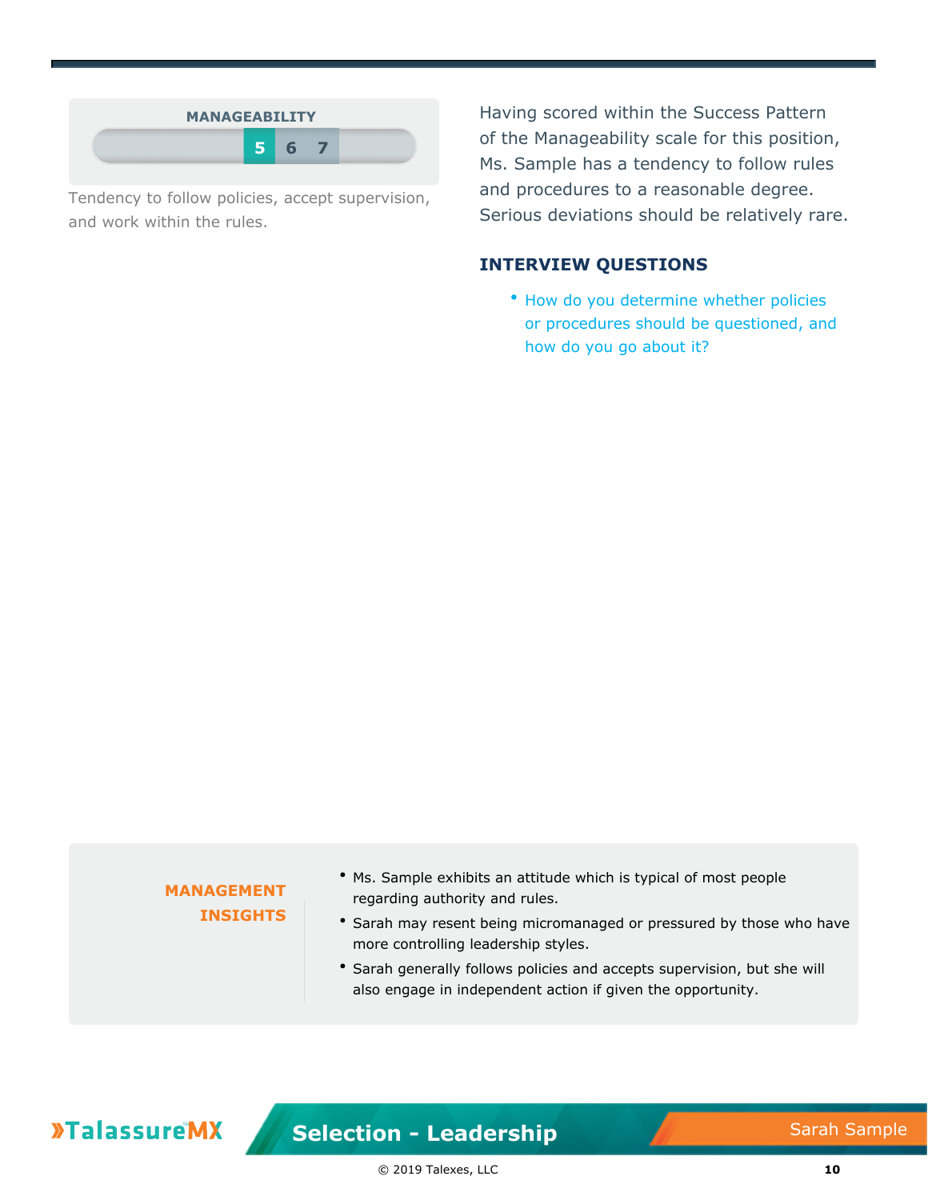## MANAGEABILITY

5 6 7

Tendency to follow policies, accept supervision, and work within the rules.

Having scored within the Success Pattern of the Manageability scale for this position, Ms. Sample has a tendency to follow rules and procedures to a reasonable degree. Serious deviations should be relatively rare.

### INTERVIEW QUESTIONS

- How do you determine whether policies or procedures should be questioned, and how do you go about it?

### MANAGEMENT INSIGHTS

- Ms. Sample exhibits an attitude which is typical of most people regarding authority and rules.
- Sarah may resent being micromanaged or pressured by those who have more controlling leadership styles.
- Sarah generally follows policies and accepts supervision, but she will also engage in independent action if given the opportunity.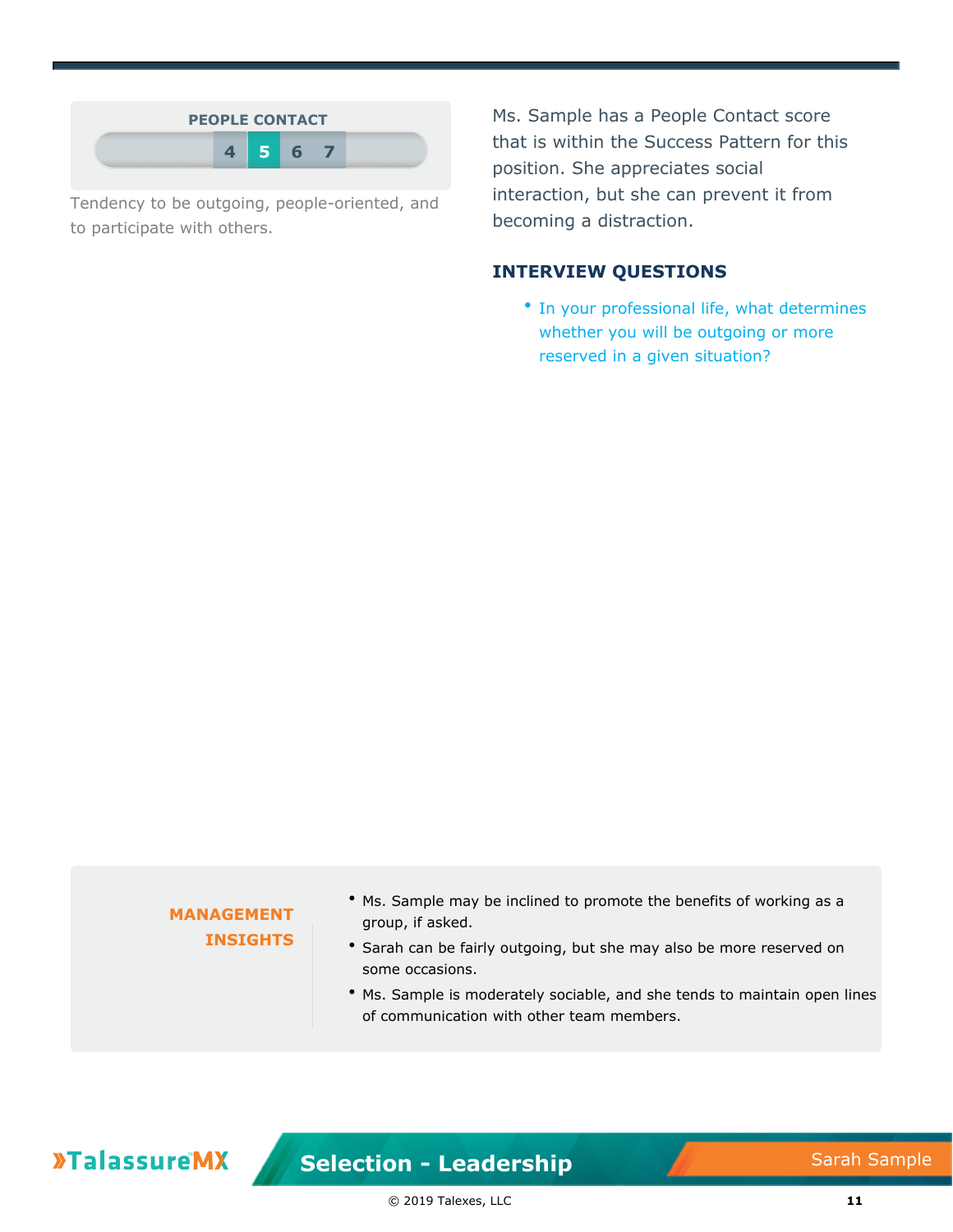## PEOPLE CONTACT

4 **5** 6 7

Tendency to be outgoing, people-oriented, and to participate with others.

Ms. Sample has a People Contact score that is within the Success Pattern for this position. She appreciates social interaction, but she can prevent it from becoming a distraction.

### INTERVIEW QUESTIONS

- In your professional life, what determines whether you will be outgoing or more reserved in a given situation?

### MANAGEMENT INSIGHTS

- Ms. Sample may be inclined to promote the benefits of working as a group, if asked.
- Sarah can be fairly outgoing, but she may also be more reserved on some occasions.
- Ms. Sample is moderately sociable, and she tends to maintain open lines of communication with other team members.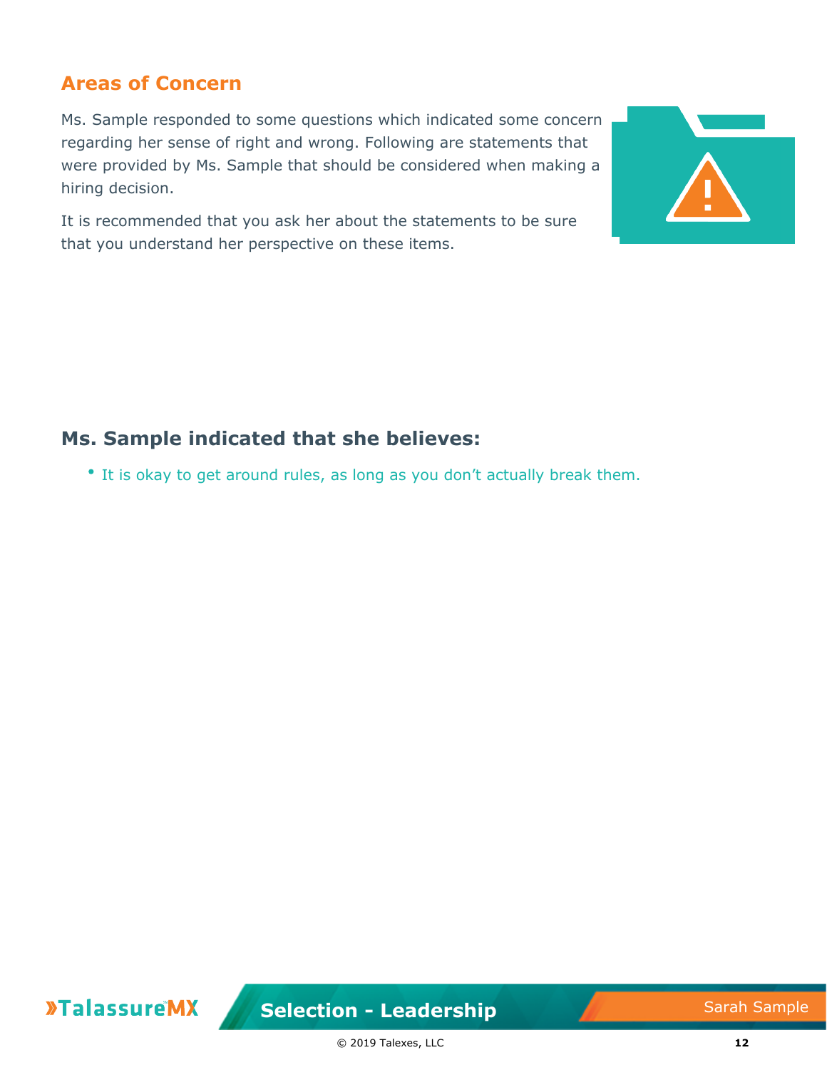## Areas of Concern

Ms. Sample responded to some questions which indicated some concern regarding her sense of right and wrong. Following are statements that were provided by Ms. Sample that should be considered when making a hiring decision.

It is recommended that you ask her about the statements to be sure that you understand her perspective on these items.

## Ms. Sample indicated that she believes:

- It is okay to get around rules, as long as you don't actually break them.